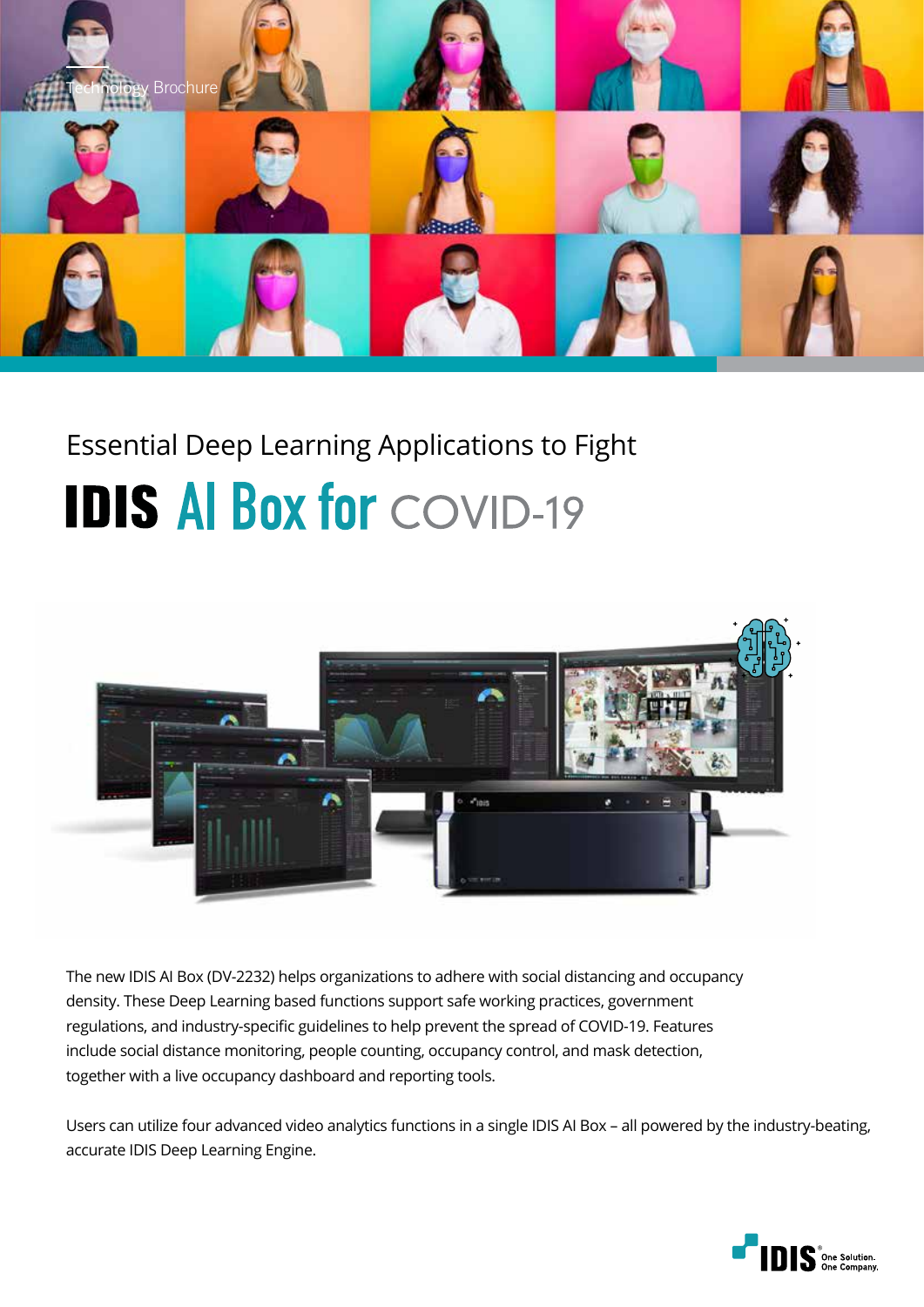Technology Brochure

Essential Deep Learning Applications to Fight

# IDIS AI Box for COVID-19

The new IDIS AI Box (DV-2232) helps organizations to adhere with social distancing and occupancy density. These Deep Learning based functions support safe working practices, government regulations, and industry-specific guidelines to help prevent the spread of COVID-19. Features include social distance monitoring, people counting, occupancy control, and mask detection, together with a live occupancy dashboard and reporting tools.

Users can utilize four advanced video analytics functions in a single IDIS AI Box – all powered by the industry-beating, accurate IDIS Deep Learning Engine.

IDIS® One Solution. One Company.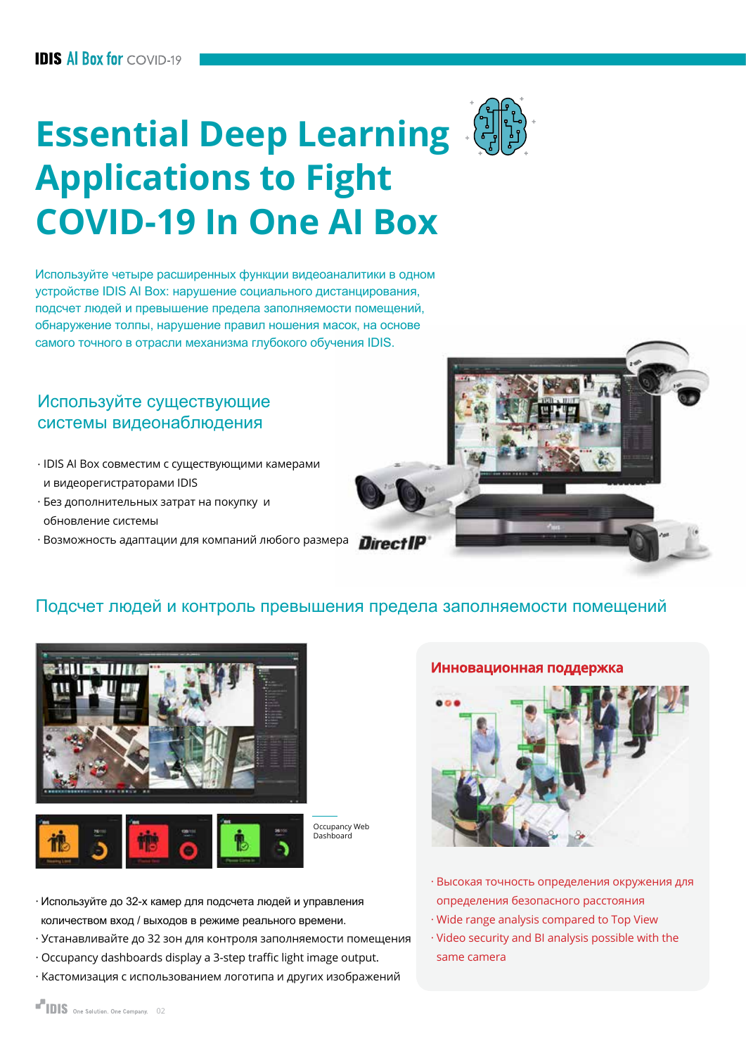# Essential Deep Learning Applications to Fight COVID-19 In One AI Box

Используйте четыре расширенных функции видеоаналитики в одном устройстве IDIS AI Box: нарушение социального дистанцирования, подсчет людей и превышение предела заполняемости помещений, обнаружение толпы, нарушение правил ношения масок, на основе самого точного в отрасли механизма глубокого обучения IDIS.

## Используйте существующие системы видеонаблюдения

- IDIS AI Box совместим с существующими камерами и видеорегистраторами IDIS
- Без дополнительных затрат на покупку и обновление системы
- Возможность адаптации для компаний любого размера

DirectIP

## Подсчет людей и контроль превышения предела заполняемости помещений

Occupancy Web Dashboard

- Используйте до 32-х камер для подсчета людей и управления количеством вход / выходов в режиме реального времени.
- Устанавливайте до 32 зон для контроля заполняемости помещения
- Occupancy dashboards display a 3-step traffic light image output.
- Кастомизация с использованием логотипа и других изображений

### Инновационная поддержка

- Высокая точность определения окружения для определения безопасного расстояния
- Wide range analysis compared to Top View
- Video security and BI analysis possible with the same camera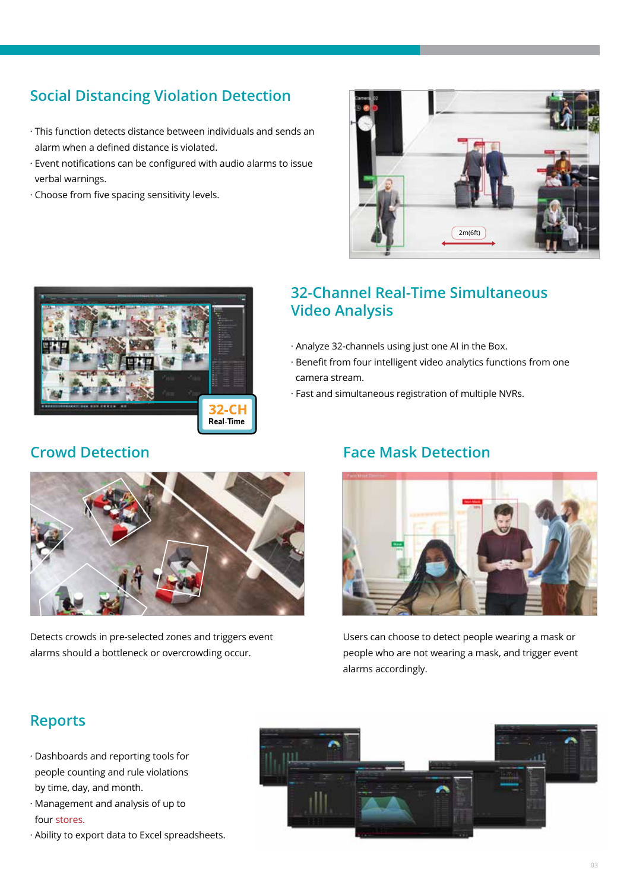## Social Distancing Violation Detection

- This function detects distance between individuals and sends an alarm when a defined distance is violated.
- Event notifications can be configured with audio alarms to issue verbal warnings.
- Choose from five spacing sensitivity levels.

## 32-Channel Real-Time Simultaneous Video Analysis

- Analyze 32-channels using just one AI in the Box.
- Benefit from four intelligent video analytics functions from one camera stream.
- Fast and simultaneous registration of multiple NVRs.

## Crowd Detection

Detects crowds in pre-selected zones and triggers event alarms should a bottleneck or overcrowding occur.

## Face Mask Detection

Users can choose to detect people wearing a mask or people who are not wearing a mask, and trigger event alarms accordingly.

## Reports

- Dashboards and reporting tools for people counting and rule violations by time, day, and month.
- Management and analysis of up to four stores.
- Ability to export data to Excel spreadsheets.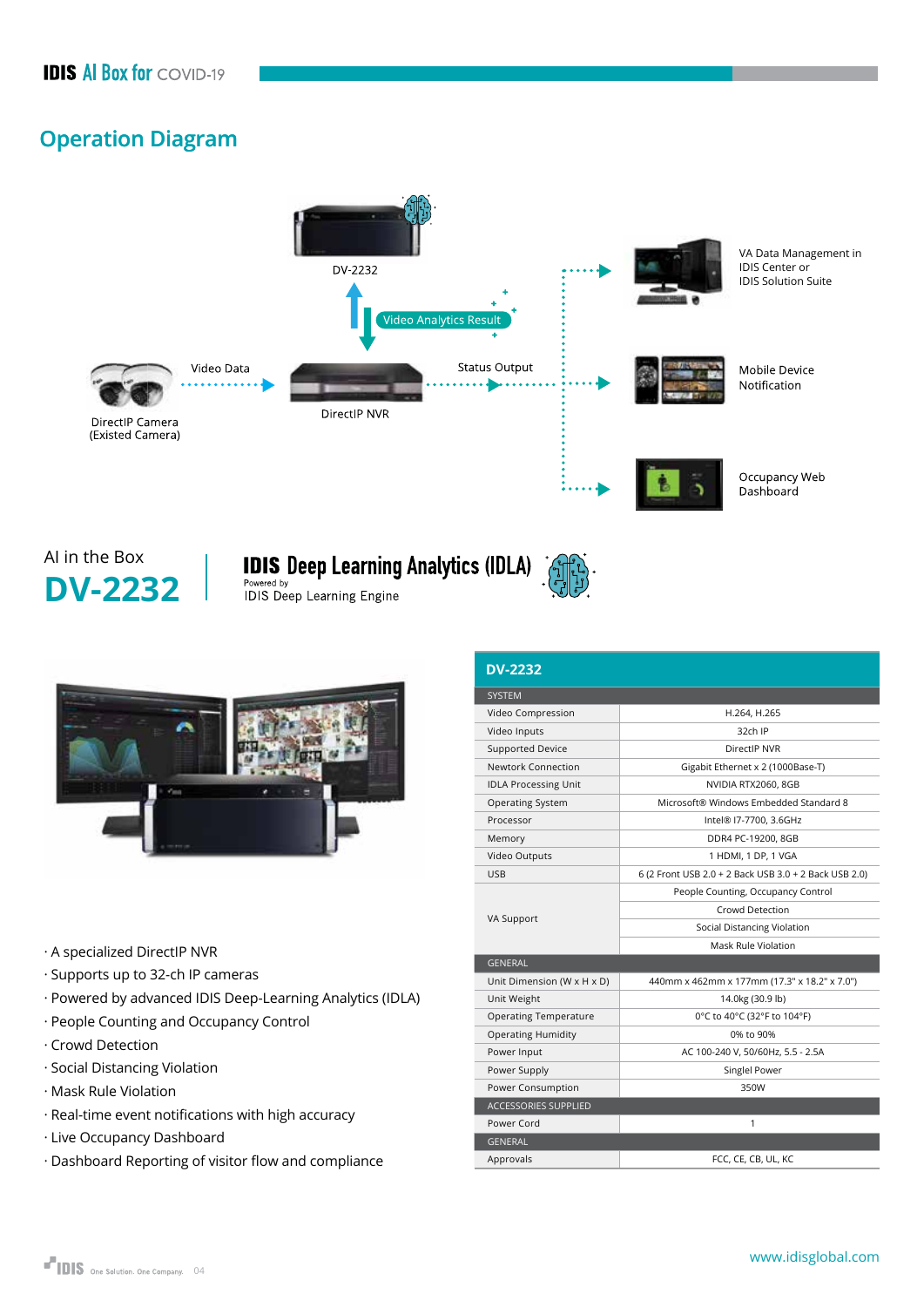## Operation Diagram

DV-2232

Video Analytics Result

Video Data

Status Output

DirectIP Camera
(Existed Camera)

DirectIP NVR

VA Data Management in
IDIS Center or
IDIS Solution Suite

Mobile Device
Notification

Occupancy Web
Dashboard

AI in the Box

# DV-2232

**IDIS Deep Learning Analytics (IDLA)**
Powered by
IDIS Deep Learning Engine

· A specialized DirectIP NVR
· Supports up to 32-ch IP cameras
· Powered by advanced IDIS Deep-Learning Analytics (IDLA)
· People Counting and Occupancy Control
· Crowd Detection
· Social Distancing Violation
· Mask Rule Violation
· Real-time event notifications with high accuracy
· Live Occupancy Dashboard
· Dashboard Reporting of visitor flow and compliance

| DV-2232 | |
|---|---|
| **SYSTEM** | |
| Video Compression | H.264, H.265 |
| Video Inputs | 32ch IP |
| Supported Device | DirectIP NVR |
| Newtork Connection | Gigabit Ethernet x 2 (1000Base-T) |
| IDLA Processing Unit | NVIDIA RTX2060, 8GB |
| Operating System | Microsoft® Windows Embedded Standard 8 |
| Processor | Intel® I7-7700, 3.6GHz |
| Memory | DDR4 PC-19200, 8GB |
| Video Outputs | 1 HDMI, 1 DP, 1 VGA |
| USB | 6 (2 Front USB 2.0 + 2 Back USB 3.0 + 2 Back USB 2.0) |
| VA Support | People Counting, Occupancy Control |
| | Crowd Detection |
| | Social Distancing Violation |
| | Mask Rule Violation |
| **GENERAL** | |
| Unit Dimension (W x H x D) | 440mm x 462mm x 177mm (17.3" x 18.2" x 7.0") |
| Unit Weight | 14.0kg (30.9 lb) |
| Operating Temperature | 0°C to 40°C (32°F to 104°F) |
| Operating Humidity | 0% to 90% |
| Power Input | AC 100-240 V, 50/60Hz, 5.5 - 2.5A |
| Power Supply | Singlel Power |
| Power Consumption | 350W |
| **ACCESSORIES SUPPLIED** | |
| Power Cord | 1 |
| **GENERAL** | |
| Approvals | FCC, CE, CB, UL, KC |

www.idisglobal.com